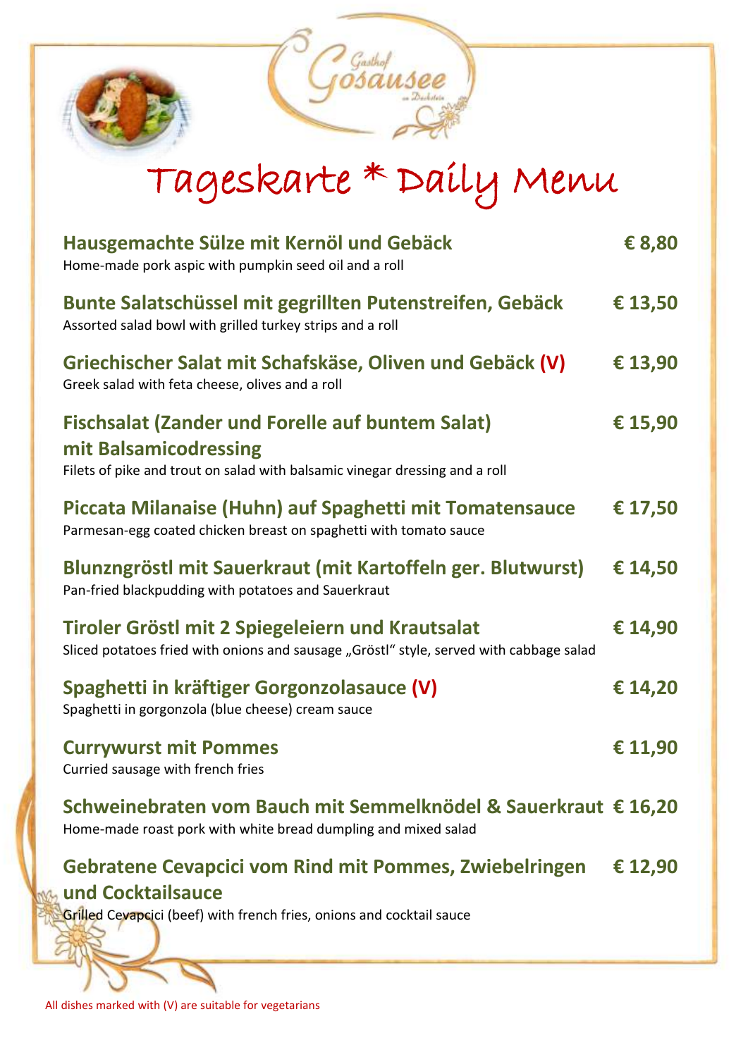Gasthof Gosausee am Dachstein

# Tageskarte * Daily Menu

**Hausgemachte Sülze mit Kernöl und Gebäck** — **€ 8,80**
Home-made pork aspic with pumpkin seed oil and a roll

**Bunte Salatschüssel mit gegrillten Putenstreifen, Gebäck** — **€ 13,50**
Assorted salad bowl with grilled turkey strips and a roll

**Griechischer Salat mit Schafskäse, Oliven und Gebäck (V)** — **€ 13,90**
Greek salad with feta cheese, olives and a roll

**Fischsalat (Zander und Forelle auf buntem Salat) mit Balsamicodressing** — **€ 15,90**
Filets of pike and trout on salad with balsamic vinegar dressing and a roll

**Piccata Milanaise (Huhn) auf Spaghetti mit Tomatensauce** — **€ 17,50**
Parmesan-egg coated chicken breast on spaghetti with tomato sauce

**Blunzngröstl mit Sauerkraut (mit Kartoffeln ger. Blutwurst)** — **€ 14,50**
Pan-fried blackpudding with potatoes and Sauerkraut

**Tiroler Gröstl mit 2 Spiegeleiern und Krautsalat** — **€ 14,90**
Sliced potatoes fried with onions and sausage „Gröstl" style, served with cabbage salad

**Spaghetti in kräftiger Gorgonzolasauce (V)** — **€ 14,20**
Spaghetti in gorgonzola (blue cheese) cream sauce

**Currywurst mit Pommes** — **€ 11,90**
Curried sausage with french fries

**Schweinebraten vom Bauch mit Semmelknödel & Sauerkraut** — **€ 16,20**
Home-made roast pork with white bread dumpling and mixed salad

**Gebratene Cevapcici vom Rind mit Pommes, Zwiebelringen und Cocktailsauce** — **€ 12,90**
Grilled Cevapcici (beef) with french fries, onions and cocktail sauce

All dishes marked with (V) are suitable for vegetarians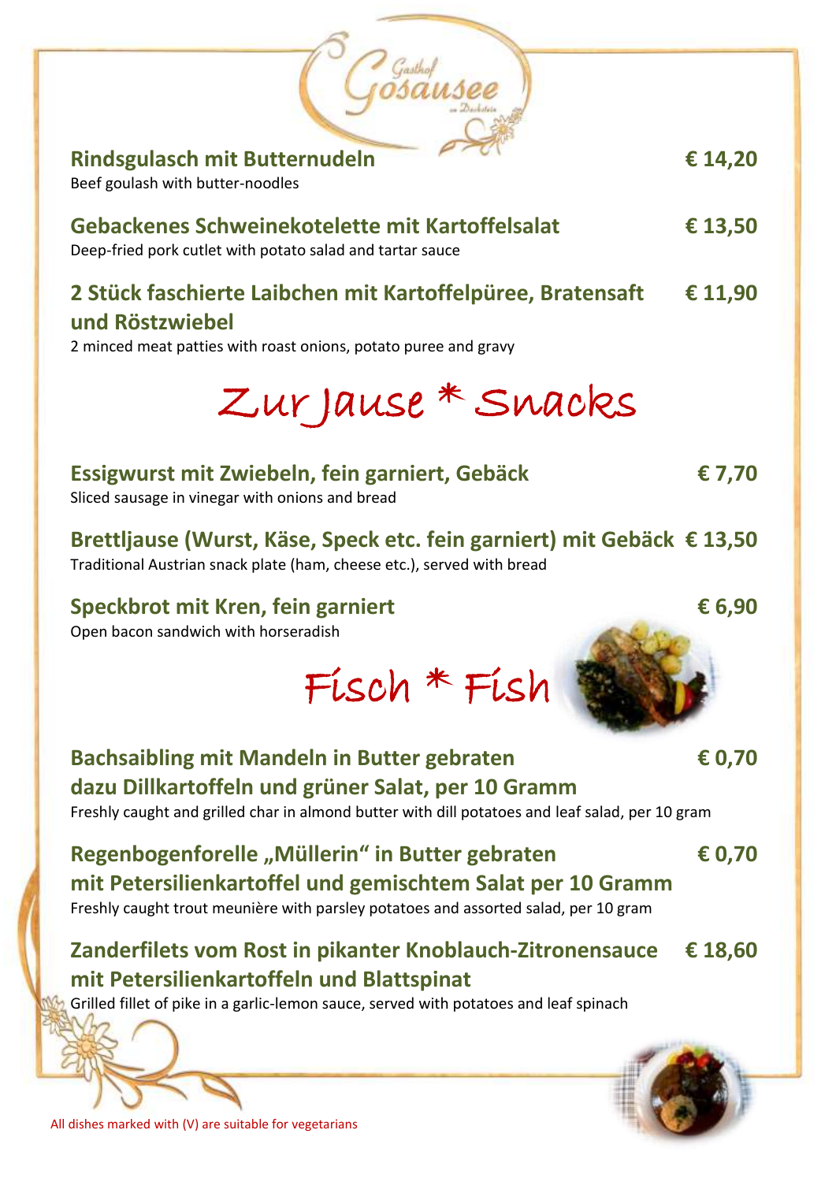**Rindsgulasch mit Butternudeln** **€ 14,20**
Beef goulash with butter-noodles

**Gebackenes Schweinekotelette mit Kartoffelsalat** **€ 13,50**
Deep-fried pork cutlet with potato salad and tartar sauce

**2 Stück faschierte Laibchen mit Kartoffelpüree, Bratensaft und Röstzwiebel** **€ 11,90**
2 minced meat patties with roast onions, potato puree and gravy

# Zur Jause * Snacks

**Essigwurst mit Zwiebeln, fein garniert, Gebäck** **€ 7,70**
Sliced sausage in vinegar with onions and bread

**Brettljause (Wurst, Käse, Speck etc. fein garniert) mit Gebäck** **€ 13,50**
Traditional Austrian snack plate (ham, cheese etc.), served with bread

**Speckbrot mit Kren, fein garniert** **€ 6,90**
Open bacon sandwich with horseradish

# Fisch * Fish

**Bachsaibling mit Mandeln in Butter gebraten dazu Dillkartoffeln und grüner Salat, per 10 Gramm** **€ 0,70**
Freshly caught and grilled char in almond butter with dill potatoes and leaf salad, per 10 gram

**Regenbogenforelle „Müllerin" in Butter gebraten mit Petersilienkartoffel und gemischtem Salat per 10 Gramm** **€ 0,70**
Freshly caught trout meunière with parsley potatoes and assorted salad, per 10 gram

**Zanderfilets vom Rost in pikanter Knoblauch-Zitronensauce mit Petersilienkartoffeln und Blattspinat** **€ 18,60**
Grilled fillet of pike in a garlic-lemon sauce, served with potatoes and leaf spinach

All dishes marked with (V) are suitable for vegetarians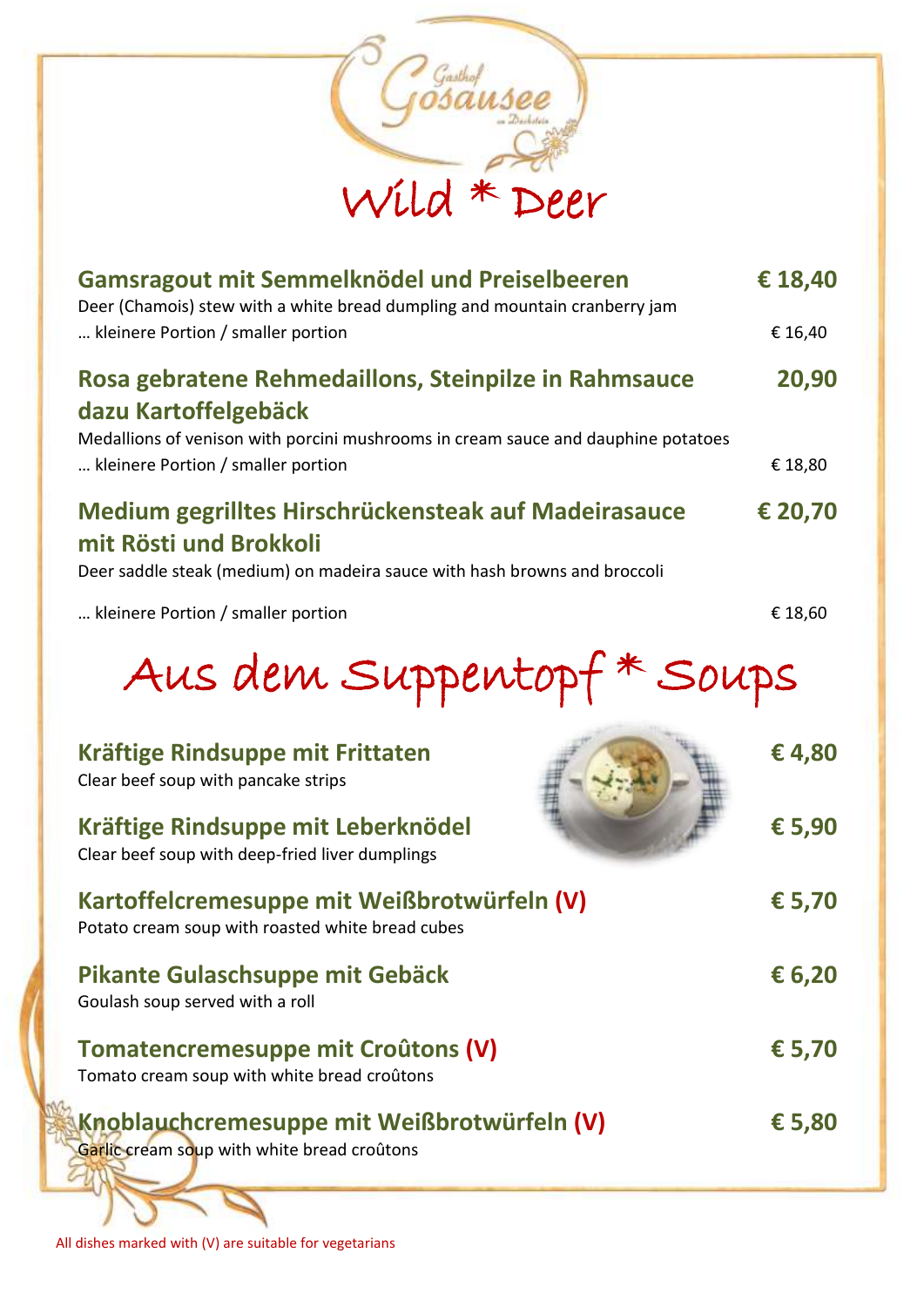Gasthof Gosausee

# Wild * Deer

**Gamsragout mit Semmelknödel und Preiselbeeren** **€ 18,40**
Deer (Chamois) stew with a white bread dumpling and mountain cranberry jam
… kleinere Portion / smaller portion € 16,40

**Rosa gebratene Rehmedaillons, Steinpilze in Rahmsauce dazu Kartoffelgebäck** **20,90**
Medallions of venison with porcini mushrooms in cream sauce and dauphine potatoes
… kleinere Portion / smaller portion € 18,80

**Medium gegrilltes Hirschrückensteak auf Madeirasauce mit Rösti und Brokkoli** **€ 20,70**
Deer saddle steak (medium) on madeira sauce with hash browns and broccoli

… kleinere Portion / smaller portion € 18,60

# Aus dem Suppentopf * Soups

**Kräftige Rindsuppe mit Frittaten** **€ 4,80**
Clear beef soup with pancake strips

**Kräftige Rindsuppe mit Leberknödel** **€ 5,90**
Clear beef soup with deep-fried liver dumplings

**Kartoffelcremesuppe mit Weißbrotwürfeln (V)** **€ 5,70**
Potato cream soup with roasted white bread cubes

**Pikante Gulaschsuppe mit Gebäck** **€ 6,20**
Goulash soup served with a roll

**Tomatencremesuppe mit Croûtons (V)** **€ 5,70**
Tomato cream soup with white bread croûtons

**Knoblauchcremesuppe mit Weißbrotwürfeln (V)** **€ 5,80**
Garlic cream soup with white bread croûtons

All dishes marked with (V) are suitable for vegetarians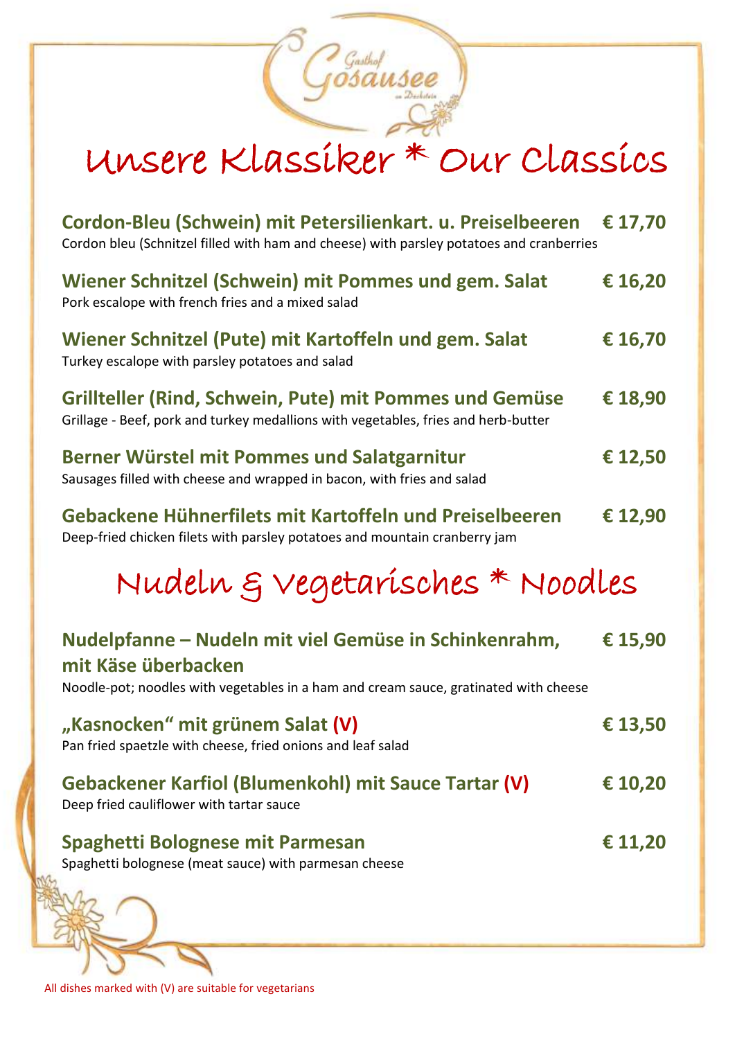Gasthof Gosausee am Dachstein

# Unsere Klassiker * Our Classics

**Cordon-Bleu (Schwein) mit Petersilienkart. u. Preiselbeeren** **€ 17,70**
Cordon bleu (Schnitzel filled with ham and cheese) with parsley potatoes and cranberries

**Wiener Schnitzel (Schwein) mit Pommes und gem. Salat** **€ 16,20**
Pork escalope with french fries and a mixed salad

**Wiener Schnitzel (Pute) mit Kartoffeln und gem. Salat** **€ 16,70**
Turkey escalope with parsley potatoes and salad

**Grillteller (Rind, Schwein, Pute) mit Pommes und Gemüse** **€ 18,90**
Grillage - Beef, pork and turkey medallions with vegetables, fries and herb-butter

**Berner Würstel mit Pommes und Salatgarnitur** **€ 12,50**
Sausages filled with cheese and wrapped in bacon, with fries and salad

**Gebackene Hühnerfilets mit Kartoffeln und Preiselbeeren** **€ 12,90**
Deep-fried chicken filets with parsley potatoes and mountain cranberry jam

# Nudeln & Vegetarisches * Noodles

**Nudelpfanne – Nudeln mit viel Gemüse in Schinkenrahm, mit Käse überbacken** **€ 15,90**
Noodle-pot; noodles with vegetables in a ham and cream sauce, gratinated with cheese

**„Kasnocken“ mit grünem Salat (V)** **€ 13,50**
Pan fried spaetzle with cheese, fried onions and leaf salad

**Gebackener Karfiol (Blumenkohl) mit Sauce Tartar (V)** **€ 10,20**
Deep fried cauliflower with tartar sauce

**Spaghetti Bolognese mit Parmesan** **€ 11,20**
Spaghetti bolognese (meat sauce) with parmesan cheese

All dishes marked with (V) are suitable for vegetarians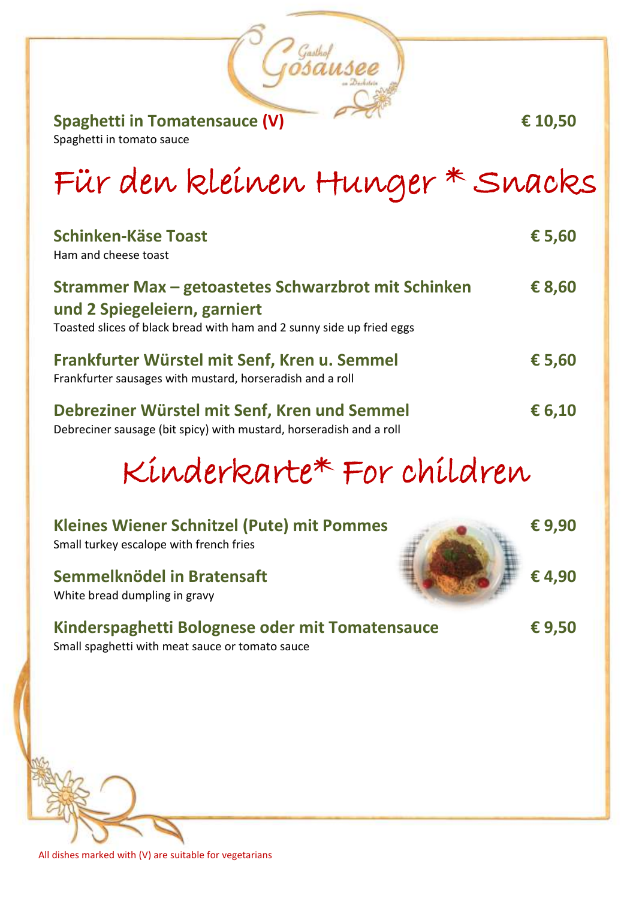**Spaghetti in Tomatensauce (V)** **€ 10,50**
Spaghetti in tomato sauce

# Für den kleinen Hunger * Snacks

**Schinken-Käse Toast** **€ 5,60**
Ham and cheese toast

**Strammer Max – getoastetes Schwarzbrot mit Schinken und 2 Spiegeleiern, garniert** **€ 8,60**
Toasted slices of black bread with ham and 2 sunny side up fried eggs

**Frankfurter Würstel mit Senf, Kren u. Semmel** **€ 5,60**
Frankfurter sausages with mustard, horseradish and a roll

**Debreziner Würstel mit Senf, Kren und Semmel** **€ 6,10**
Debreciner sausage (bit spicy) with mustard, horseradish and a roll

# Kinderkarte* For children

**Kleines Wiener Schnitzel (Pute) mit Pommes** **€ 9,90**
Small turkey escalope with french fries

**Semmelknödel in Bratensaft** **€ 4,90**
White bread dumpling in gravy

**Kinderspaghetti Bolognese oder mit Tomatensauce** **€ 9,50**
Small spaghetti with meat sauce or tomato sauce

All dishes marked with (V) are suitable for vegetarians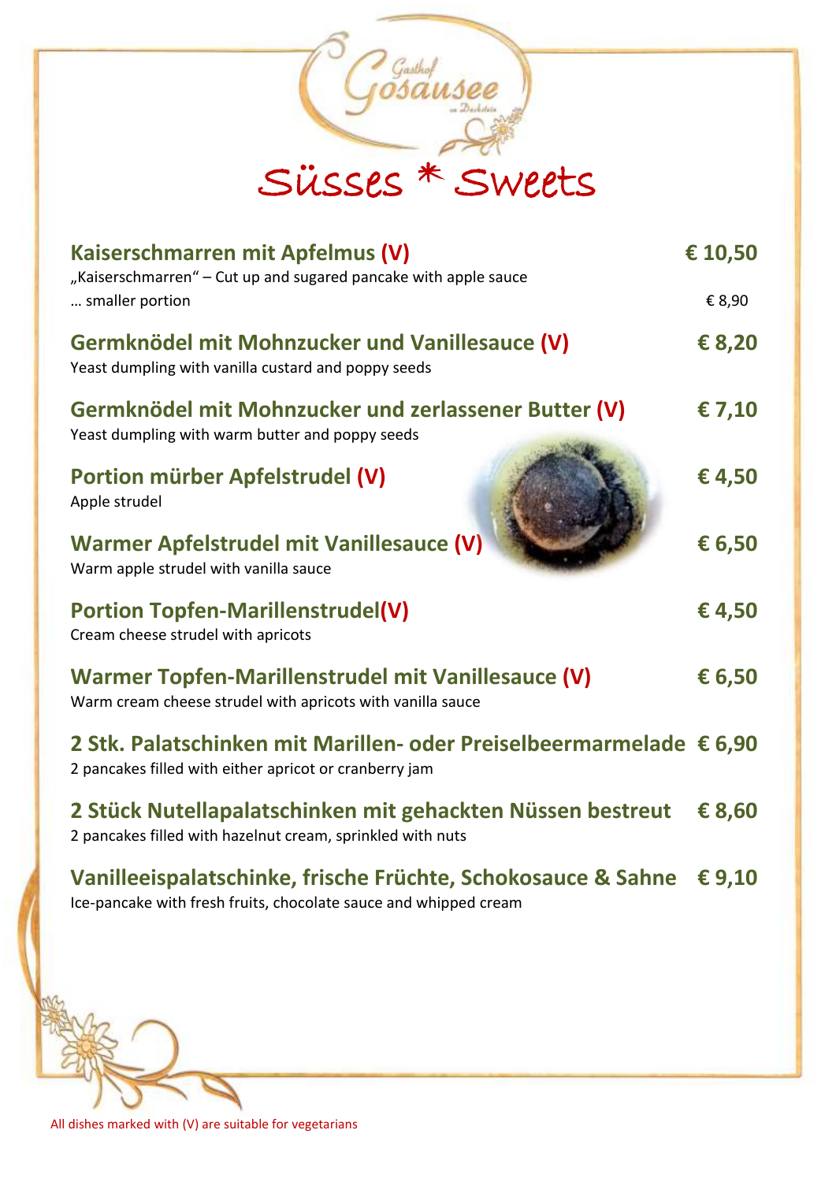Gasthof Gosausee

# Süsses * Sweets

**Kaiserschmarren mit Apfelmus (V)** **€ 10,50**
„Kaiserschmarren" – Cut up and sugared pancake with apple sauce
… smaller portion € 8,90

**Germknödel mit Mohnzucker und Vanillesauce (V)** **€ 8,20**
Yeast dumpling with vanilla custard and poppy seeds

**Germknödel mit Mohnzucker und zerlassener Butter (V)** **€ 7,10**
Yeast dumpling with warm butter and poppy seeds

**Portion mürber Apfelstrudel (V)** **€ 4,50**
Apple strudel

**Warmer Apfelstrudel mit Vanillesauce (V)** **€ 6,50**
Warm apple strudel with vanilla sauce

**Portion Topfen-Marillenstrudel(V)** **€ 4,50**
Cream cheese strudel with apricots

**Warmer Topfen-Marillenstrudel mit Vanillesauce (V)** **€ 6,50**
Warm cream cheese strudel with apricots with vanilla sauce

**2 Stk. Palatschinken mit Marillen- oder Preiselbeermarmelade** **€ 6,90**
2 pancakes filled with either apricot or cranberry jam

**2 Stück Nutellapalatschinken mit gehackten Nüssen bestreut** **€ 8,60**
2 pancakes filled with hazelnut cream, sprinkled with nuts

**Vanilleeispalatschinke, frische Früchte, Schokosauce & Sahne** **€ 9,10**
Ice-pancake with fresh fruits, chocolate sauce and whipped cream

All dishes marked with (V) are suitable for vegetarians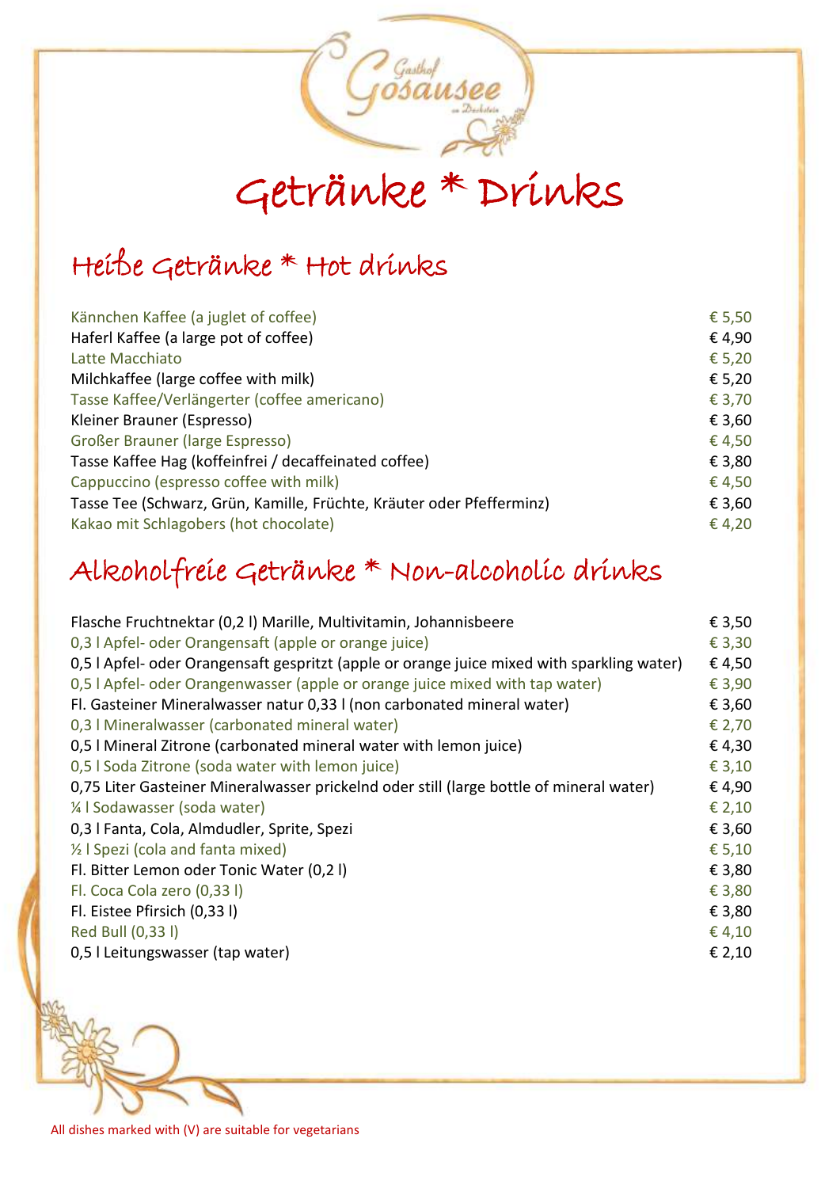Gasthof Gosausee am Dachstein

# Getränke * Drinks

## Heiße Getränke * Hot drinks

| | |
|---|---|
| Kännchen Kaffee (a juglet of coffee) | € 5,50 |
| Haferl Kaffee (a large pot of coffee) | € 4,90 |
| Latte Macchiato | € 5,20 |
| Milchkaffee (large coffee with milk) | € 5,20 |
| Tasse Kaffee/Verlängerter (coffee americano) | € 3,70 |
| Kleiner Brauner (Espresso) | € 3,60 |
| Großer Brauner (large Espresso) | € 4,50 |
| Tasse Kaffee Hag (koffeinfrei / decaffeinated coffee) | € 3,80 |
| Cappuccino (espresso coffee with milk) | € 4,50 |
| Tasse Tee (Schwarz, Grün, Kamille, Früchte, Kräuter oder Pfefferminz) | € 3,60 |
| Kakao mit Schlagobers (hot chocolate) | € 4,20 |

## Alkoholfreie Getränke * Non-alcoholic drinks

| | |
|---|---|
| Flasche Fruchtnektar (0,2 l) Marille, Multivitamin, Johannisbeere | € 3,50 |
| 0,3 l Apfel- oder Orangensaft (apple or orange juice) | € 3,30 |
| 0,5 l Apfel- oder Orangensaft gespritzt (apple or orange juice mixed with sparkling water) | € 4,50 |
| 0,5 l Apfel- oder Orangenwasser (apple or orange juice mixed with tap water) | € 3,90 |
| Fl. Gasteiner Mineralwasser natur 0,33 l (non carbonated mineral water) | € 3,60 |
| 0,3 l Mineralwasser (carbonated mineral water) | € 2,70 |
| 0,5 l Mineral Zitrone (carbonated mineral water with lemon juice) | € 4,30 |
| 0,5 l Soda Zitrone (soda water with lemon juice) | € 3,10 |
| 0,75 Liter Gasteiner Mineralwasser prickelnd oder still (large bottle of mineral water) | € 4,90 |
| ¼ l Sodawasser (soda water) | € 2,10 |
| 0,3 l Fanta, Cola, Almdudler, Sprite, Spezi | € 3,60 |
| ½ l Spezi (cola and fanta mixed) | € 5,10 |
| Fl. Bitter Lemon oder Tonic Water (0,2 l) | € 3,80 |
| Fl. Coca Cola zero (0,33 l) | € 3,80 |
| Fl. Eistee Pfirsich (0,33 l) | € 3,80 |
| Red Bull (0,33 l) | € 4,10 |
| 0,5 l Leitungswasser (tap water) | € 2,10 |

All dishes marked with (V) are suitable for vegetarians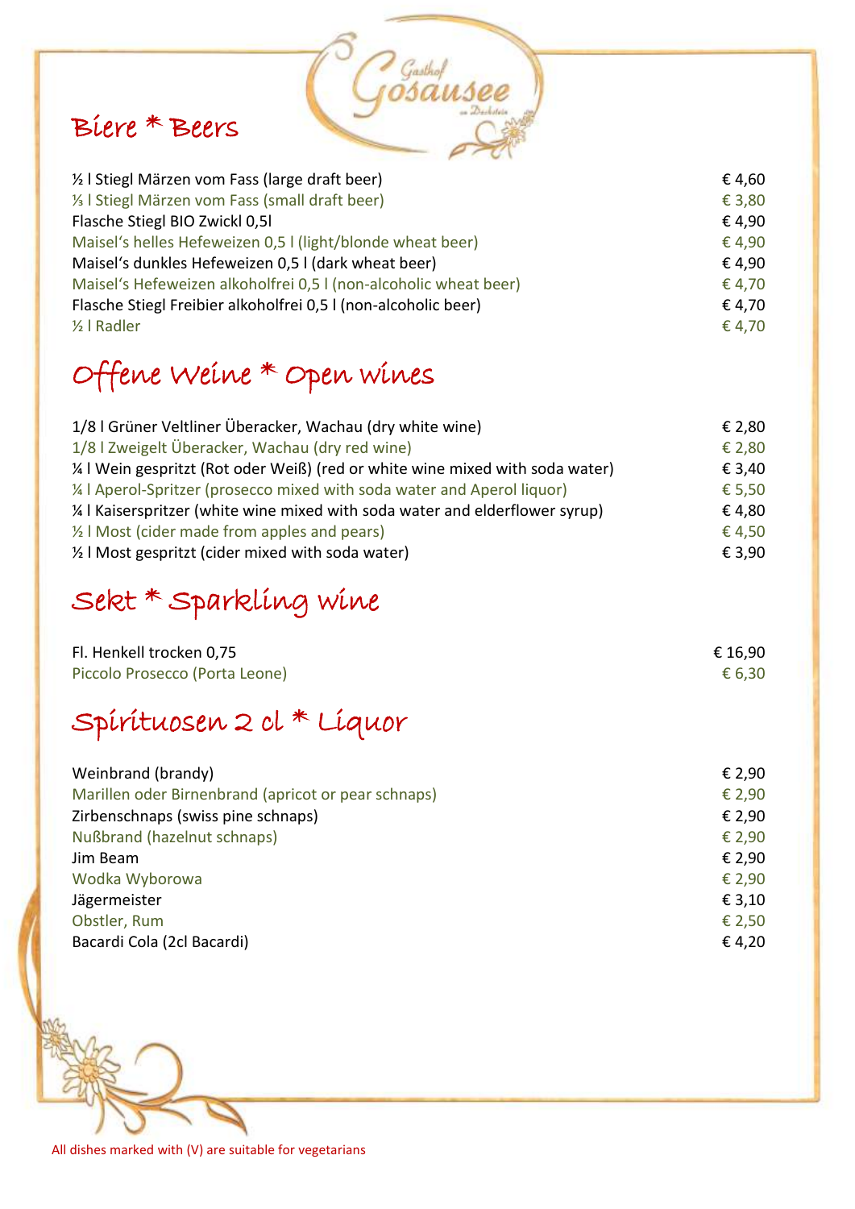Gasthof Gosausee am Dachstein

# Biere * Beers

| | |
|---|---|
| ½ l Stiegl Märzen vom Fass (large draft beer) | € 4,60 |
| ⅓ l Stiegl Märzen vom Fass (small draft beer) | € 3,80 |
| Flasche Stiegl BIO Zwickl 0,5l | € 4,90 |
| Maisel's helles Hefeweizen 0,5 l (light/blonde wheat beer) | € 4,90 |
| Maisel's dunkles Hefeweizen 0,5 l (dark wheat beer) | € 4,90 |
| Maisel's Hefeweizen alkoholfrei 0,5 l (non-alcoholic wheat beer) | € 4,70 |
| Flasche Stiegl Freibier alkoholfrei 0,5 l (non-alcoholic beer) | € 4,70 |
| ½ l Radler | € 4,70 |

# Offene Weine * Open wines

| | |
|---|---|
| 1/8 l Grüner Veltliner Überacker, Wachau (dry white wine) | € 2,80 |
| 1/8 l Zweigelt Überacker, Wachau (dry red wine) | € 2,80 |
| ¼ l Wein gespritzt (Rot oder Weiß) (red or white wine mixed with soda water) | € 3,40 |
| ¼ l Aperol-Spritzer (prosecco mixed with soda water and Aperol liquor) | € 5,50 |
| ¼ l Kaiserspritzer (white wine mixed with soda water and elderflower syrup) | € 4,80 |
| ½ l Most (cider made from apples and pears) | € 4,50 |
| ½ l Most gespritzt (cider mixed with soda water) | € 3,90 |

# Sekt * Sparkling wine

| | |
|---|---|
| Fl. Henkell trocken 0,75 | € 16,90 |
| Piccolo Prosecco (Porta Leone) | € 6,30 |

# Spirituosen 2 cl * Liquor

| | |
|---|---|
| Weinbrand (brandy) | € 2,90 |
| Marillen oder Birnenbrand (apricot or pear schnaps) | € 2,90 |
| Zirbenschnaps (swiss pine schnaps) | € 2,90 |
| Nußbrand (hazelnut schnaps) | € 2,90 |
| Jim Beam | € 2,90 |
| Wodka Wyborowa | € 2,90 |
| Jägermeister | € 3,10 |
| Obstler, Rum | € 2,50 |
| Bacardi Cola (2cl Bacardi) | € 4,20 |

All dishes marked with (V) are suitable for vegetarians